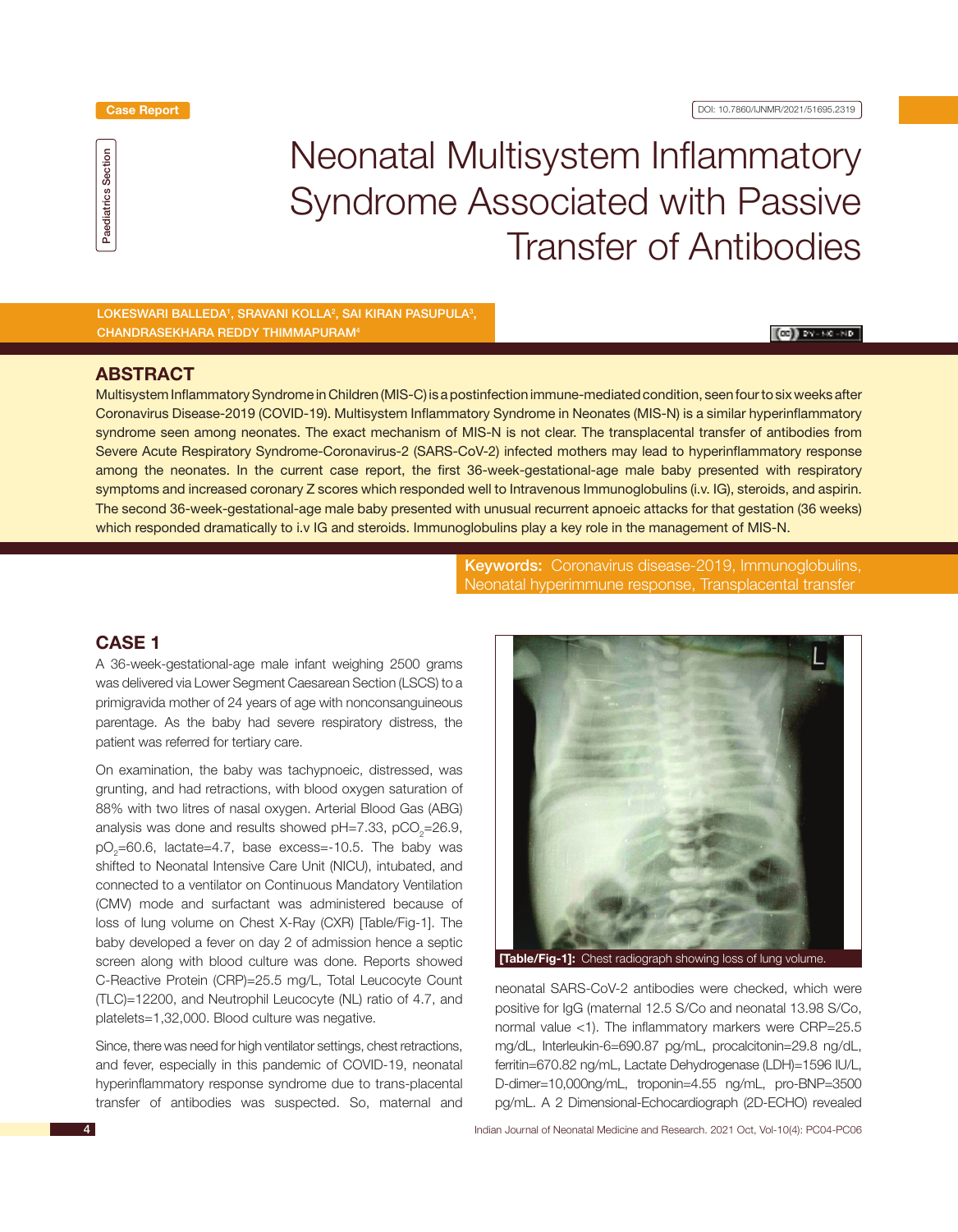Case Report

DOI: 10.7860/IJNMR/2021/51695.2319

Paediatrics Section

# Neonatal Multisystem Inflammatory Syndrome Associated with Passive Transfer of Antibodies

LOKESWARI BALLEDA[1], SRAVANI KOLLA[2], SAI KIRAN PASUPULA[3], CHANDRASEKHARA REDDY THIMMAPURAM[4]

## ABSTRACT

Multisystem Inflammatory Syndrome in Children (MIS-C) is a postinfection immune-mediated condition, seen four to six weeks after Coronavirus Disease-2019 (COVID-19). Multisystem Inflammatory Syndrome in Neonates (MIS-N) is a similar hyperinflammatory syndrome seen among neonates. The exact mechanism of MIS-N is not clear. The transplacental transfer of antibodies from Severe Acute Respiratory Syndrome-Coronavirus-2 (SARS-CoV-2) infected mothers may lead to hyperinflammatory response among the neonates. In the current case report, the first 36-week-gestational-age male baby presented with respiratory symptoms and increased coronary Z scores which responded well to Intravenous Immunoglobulins (i.v. IG), steroids, and aspirin. The second 36-week-gestational-age male baby presented with unusual recurrent apnoeic attacks for that gestation (36 weeks) which responded dramatically to i.v IG and steroids. Immunoglobulins play a key role in the management of MIS-N.

**Keywords:** Coronavirus disease-2019, Immunoglobulins, Neonatal hyperimmune response, Transplacental transfer

## CASE 1

A 36-week-gestational-age male infant weighing 2500 grams was delivered via Lower Segment Caesarean Section (LSCS) to a primigravida mother of 24 years of age with nonconsanguineous parentage. As the baby had severe respiratory distress, the patient was referred for tertiary care.

On examination, the baby was tachypnoeic, distressed, was grunting, and had retractions, with blood oxygen saturation of 88% with two litres of nasal oxygen. Arterial Blood Gas (ABG) analysis was done and results showed pH=7.33, $pCO_2$=26.9, $pO_2$=60.6, lactate=4.7, base excess=-10.5. The baby was shifted to Neonatal Intensive Care Unit (NICU), intubated, and connected to a ventilator on Continuous Mandatory Ventilation (CMV) mode and surfactant was administered because of loss of lung volume on Chest X-Ray (CXR) [Table/Fig-1]. The baby developed a fever on day 2 of admission hence a septic screen along with blood culture was done. Reports showed C-Reactive Protein (CRP)=25.5 mg/L, Total Leucocyte Count (TLC)=12200, and Neutrophil Leucocyte (NL) ratio of 4.7, and platelets=1,32,000. Blood culture was negative.

Since, there was need for high ventilator settings, chest retractions, and fever, especially in this pandemic of COVID-19, neonatal hyperinflammatory response syndrome due to trans-placental transfer of antibodies was suspected. So, maternal and neonatal SARS-CoV-2 antibodies were checked, which were positive for IgG (maternal 12.5 S/Co and neonatal 13.98 S/Co, normal value <1). The inflammatory markers were CRP=25.5 mg/dL, Interleukin-6=690.87 pg/mL, procalcitonin=29.8 ng/dL, ferritin=670.82 ng/mL, Lactate Dehydrogenase (LDH)=1596 IU/L, D-dimer=10,000ng/mL, troponin=4.55 ng/mL, pro-BNP=3500 pg/mL. A 2 Dimensional-Echocardiograph (2D-ECHO) revealed

**[Table/Fig-1]:** Chest radiograph showing loss of lung volume.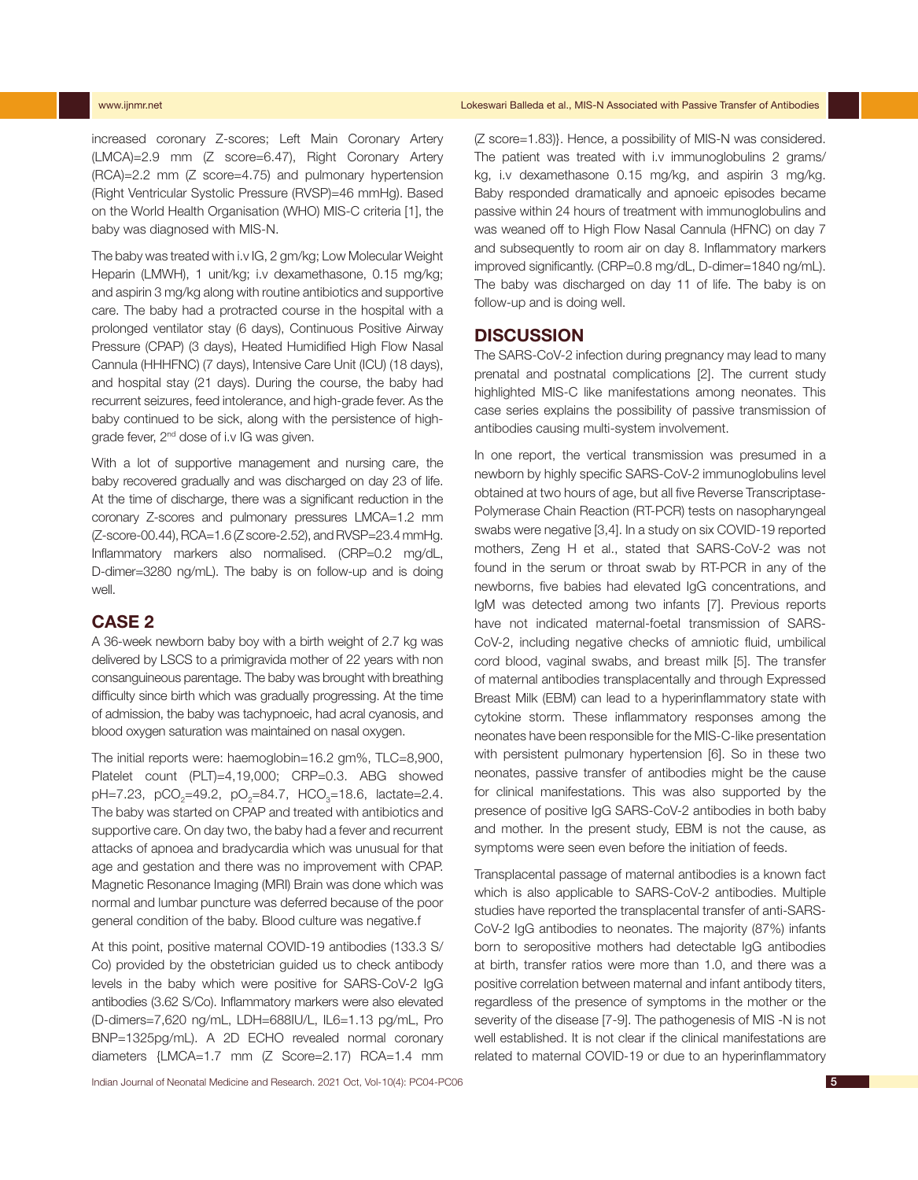increased coronary Z-scores; Left Main Coronary Artery (LMCA)=2.9 mm (Z score=6.47), Right Coronary Artery (RCA)=2.2 mm (Z score=4.75) and pulmonary hypertension (Right Ventricular Systolic Pressure (RVSP)=46 mmHg). Based on the World Health Organisation (WHO) MIS-C criteria [1], the baby was diagnosed with MIS-N.

The baby was treated with i.v IG, 2 gm/kg; Low Molecular Weight Heparin (LMWH), 1 unit/kg; i.v dexamethasone, 0.15 mg/kg; and aspirin 3 mg/kg along with routine antibiotics and supportive care. The baby had a protracted course in the hospital with a prolonged ventilator stay (6 days), Continuous Positive Airway Pressure (CPAP) (3 days), Heated Humidified High Flow Nasal Cannula (HHHFNC) (7 days), Intensive Care Unit (ICU) (18 days), and hospital stay (21 days). During the course, the baby had recurrent seizures, feed intolerance, and high-grade fever. As the baby continued to be sick, along with the persistence of high-grade fever, 2nd dose of i.v IG was given.

With a lot of supportive management and nursing care, the baby recovered gradually and was discharged on day 23 of life. At the time of discharge, there was a significant reduction in the coronary Z-scores and pulmonary pressures LMCA=1.2 mm (Z-score-00.44), RCA=1.6 (Z score-2.52), and RVSP=23.4 mmHg. Inflammatory markers also normalised. (CRP=0.2 mg/dL, D-dimer=3280 ng/mL). The baby is on follow-up and is doing well.

## CASE 2

A 36-week newborn baby boy with a birth weight of 2.7 kg was delivered by LSCS to a primigravida mother of 22 years with non consanguineous parentage. The baby was brought with breathing difficulty since birth which was gradually progressing. At the time of admission, the baby was tachypnoeic, had acral cyanosis, and blood oxygen saturation was maintained on nasal oxygen.

The initial reports were: haemoglobin=16.2 gm%, TLC=8,900, Platelet count (PLT)=4,19,000; CRP=0.3. ABG showed pH=7.23, $pCO_2$=49.2, $pO_2$=84.7, $HCO_3$=18.6, lactate=2.4. The baby was started on CPAP and treated with antibiotics and supportive care. On day two, the baby had a fever and recurrent attacks of apnoea and bradycardia which was unusual for that age and gestation and there was no improvement with CPAP. Magnetic Resonance Imaging (MRI) Brain was done which was normal and lumbar puncture was deferred because of the poor general condition of the baby. Blood culture was negative.f

At this point, positive maternal COVID-19 antibodies (133.3 S/Co) provided by the obstetrician guided us to check antibody levels in the baby which were positive for SARS-CoV-2 IgG antibodies (3.62 S/Co). Inflammatory markers were also elevated (D-dimers=7,620 ng/mL, LDH=688IU/L, IL6=1.13 pg/mL, Pro BNP=1325pg/mL). A 2D ECHO revealed normal coronary diameters {LMCA=1.7 mm (Z Score=2.17) RCA=1.4 mm (Z score=1.83)}. Hence, a possibility of MIS-N was considered. The patient was treated with i.v immunoglobulins 2 grams/kg, i.v dexamethasone 0.15 mg/kg, and aspirin 3 mg/kg. Baby responded dramatically and apnoeic episodes became passive within 24 hours of treatment with immunoglobulins and was weaned off to High Flow Nasal Cannula (HFNC) on day 7 and subsequently to room air on day 8. Inflammatory markers improved significantly. (CRP=0.8 mg/dL, D-dimer=1840 ng/mL). The baby was discharged on day 11 of life. The baby is on follow-up and is doing well.

## DISCUSSION

The SARS-CoV-2 infection during pregnancy may lead to many prenatal and postnatal complications [2]. The current study highlighted MIS-C like manifestations among neonates. This case series explains the possibility of passive transmission of antibodies causing multi-system involvement.

In one report, the vertical transmission was presumed in a newborn by highly specific SARS-CoV-2 immunoglobulins level obtained at two hours of age, but all five Reverse Transcriptase-Polymerase Chain Reaction (RT-PCR) tests on nasopharyngeal swabs were negative [3,4]. In a study on six COVID-19 reported mothers, Zeng H et al., stated that SARS-CoV-2 was not found in the serum or throat swab by RT-PCR in any of the newborns, five babies had elevated IgG concentrations, and IgM was detected among two infants [7]. Previous reports have not indicated maternal-foetal transmission of SARS-CoV-2, including negative checks of amniotic fluid, umbilical cord blood, vaginal swabs, and breast milk [5]. The transfer of maternal antibodies transplacentally and through Expressed Breast Milk (EBM) can lead to a hyperinflammatory state with cytokine storm. These inflammatory responses among the neonates have been responsible for the MIS-C-like presentation with persistent pulmonary hypertension [6]. So in these two neonates, passive transfer of antibodies might be the cause for clinical manifestations. This was also supported by the presence of positive IgG SARS-CoV-2 antibodies in both baby and mother. In the present study, EBM is not the cause, as symptoms were seen even before the initiation of feeds.

Transplacental passage of maternal antibodies is a known fact which is also applicable to SARS-CoV-2 antibodies. Multiple studies have reported the transplacental transfer of anti-SARS-CoV-2 IgG antibodies to neonates. The majority (87%) infants born to seropositive mothers had detectable IgG antibodies at birth, transfer ratios were more than 1.0, and there was a positive correlation between maternal and infant antibody titers, regardless of the presence of symptoms in the mother or the severity of the disease [7-9]. The pathogenesis of MIS -N is not well established. It is not clear if the clinical manifestations are related to maternal COVID-19 or due to an hyperinflammatory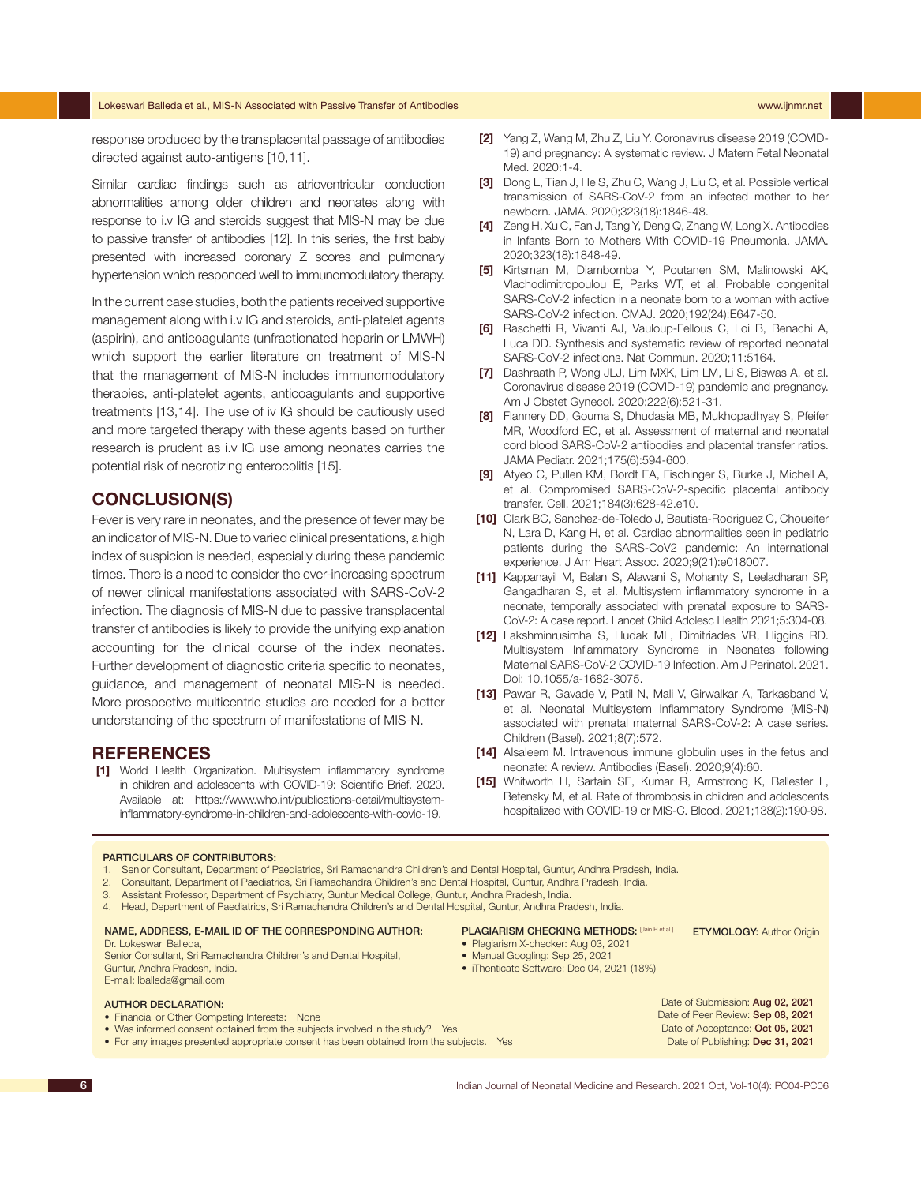response produced by the transplacental passage of antibodies directed against auto-antigens [10,11].

Similar cardiac findings such as atrioventricular conduction abnormalities among older children and neonates along with response to i.v IG and steroids suggest that MIS-N may be due to passive transfer of antibodies [12]. In this series, the first baby presented with increased coronary Z scores and pulmonary hypertension which responded well to immunomodulatory therapy.

In the current case studies, both the patients received supportive management along with i.v IG and steroids, anti-platelet agents (aspirin), and anticoagulants (unfractionated heparin or LMWH) which support the earlier literature on treatment of MIS-N that the management of MIS-N includes immunomodulatory therapies, anti-platelet agents, anticoagulants and supportive treatments [13,14]. The use of iv IG should be cautiously used and more targeted therapy with these agents based on further research is prudent as i.v IG use among neonates carries the potential risk of necrotizing enterocolitis [15].

## CONCLUSION(S)

Fever is very rare in neonates, and the presence of fever may be an indicator of MIS-N. Due to varied clinical presentations, a high index of suspicion is needed, especially during these pandemic times. There is a need to consider the ever-increasing spectrum of newer clinical manifestations associated with SARS-CoV-2 infection. The diagnosis of MIS-N due to passive transplacental transfer of antibodies is likely to provide the unifying explanation accounting for the clinical course of the index neonates. Further development of diagnostic criteria specific to neonates, guidance, and management of neonatal MIS-N is needed. More prospective multicentric studies are needed for a better understanding of the spectrum of manifestations of MIS-N.

## REFERENCES

[1] World Health Organization. Multisystem inflammatory syndrome in children and adolescents with COVID-19: Scientific Brief. 2020. Available at: https://www.who.int/publications-detail/multisystem-inflammatory-syndrome-in-children-and-adolescents-with-covid-19.

[2] Yang Z, Wang M, Zhu Z, Liu Y. Coronavirus disease 2019 (COVID-19) and pregnancy: A systematic review. J Matern Fetal Neonatal Med. 2020:1-4.

[3] Dong L, Tian J, He S, Zhu C, Wang J, Liu C, et al. Possible vertical transmission of SARS-CoV-2 from an infected mother to her newborn. JAMA. 2020;323(18):1846-48.

[4] Zeng H, Xu C, Fan J, Tang Y, Deng Q, Zhang W, Long X. Antibodies in Infants Born to Mothers With COVID-19 Pneumonia. JAMA. 2020;323(18):1848-49.

[5] Kirtsman M, Diambomba Y, Poutanen SM, Malinowski AK, Vlachodimitropoulou E, Parks WT, et al. Probable congenital SARS-CoV-2 infection in a neonate born to a woman with active SARS-CoV-2 infection. CMAJ. 2020;192(24):E647-50.

[6] Raschetti R, Vivanti AJ, Vauloup-Fellous C, Loi B, Benachi A, Luca DD. Synthesis and systematic review of reported neonatal SARS-CoV-2 infections. Nat Commun. 2020;11:5164.

[7] Dashraath P, Wong JLJ, Lim MXK, Lim LM, Li S, Biswas A, et al. Coronavirus disease 2019 (COVID-19) pandemic and pregnancy. Am J Obstet Gynecol. 2020;222(6):521-31.

[8] Flannery DD, Gouma S, Dhudasia MB, Mukhopadhyay S, Pfeifer MR, Woodford EC, et al. Assessment of maternal and neonatal cord blood SARS-CoV-2 antibodies and placental transfer ratios. JAMA Pediatr. 2021;175(6):594-600.

[9] Atyeo C, Pullen KM, Bordt EA, Fischinger S, Burke J, Michell A, et al. Compromised SARS-CoV-2-specific placental antibody transfer. Cell. 2021;184(3):628-42.e10.

[10] Clark BC, Sanchez-de-Toledo J, Bautista-Rodriguez C, Choueiter N, Lara D, Kang H, et al. Cardiac abnormalities seen in pediatric patients during the SARS-CoV2 pandemic: An international experience. J Am Heart Assoc. 2020;9(21):e018007.

[11] Kappanayil M, Balan S, Alawani S, Mohanty S, Leeladharan SP, Gangadharan S, et al. Multisystem inflammatory syndrome in a neonate, temporally associated with prenatal exposure to SARS-CoV-2: A case report. Lancet Child Adolesc Health 2021;5:304-08.

[12] Lakshminrusimha S, Hudak ML, Dimitriades VR, Higgins RD. Multisystem Inflammatory Syndrome in Neonates following Maternal SARS-CoV-2 COVID-19 Infection. Am J Perinatol. 2021. Doi: 10.1055/a-1682-3075.

[13] Pawar R, Gavade V, Patil N, Mali V, Girwalkar A, Tarkasband V, et al. Neonatal Multisystem Inflammatory Syndrome (MIS-N) associated with prenatal maternal SARS-CoV-2: A case series. Children (Basel). 2021;8(7):572.

[14] Alsaleem M. Intravenous immune globulin uses in the fetus and neonate: A review. Antibodies (Basel). 2020;9(4):60.

[15] Whitworth H, Sartain SE, Kumar R, Armstrong K, Ballester L, Betensky M, et al. Rate of thrombosis in children and adolescents hospitalized with COVID-19 or MIS-C. Blood. 2021;138(2):190-98.

**PARTICULARS OF CONTRIBUTORS:**

1. Senior Consultant, Department of Paediatrics, Sri Ramachandra Children's and Dental Hospital, Guntur, Andhra Pradesh, India.
2. Consultant, Department of Paediatrics, Sri Ramachandra Children's and Dental Hospital, Guntur, Andhra Pradesh, India.
3. Assistant Professor, Department of Psychiatry, Guntur Medical College, Guntur, Andhra Pradesh, India.
4. Head, Department of Paediatrics, Sri Ramachandra Children's and Dental Hospital, Guntur, Andhra Pradesh, India.

**NAME, ADDRESS, E-MAIL ID OF THE CORRESPONDING AUTHOR:**
Dr. Lokeswari Balleda,
Senior Consultant, Sri Ramachandra Children's and Dental Hospital,
Guntur, Andhra Pradesh, India.
E-mail: lballeda@gmail.com

**PLAGIARISM CHECKING METHODS:** [Jain H et al.]
- Plagiarism X-checker: Aug 03, 2021
- Manual Googling: Sep 25, 2021
- iThenticate Software: Dec 04, 2021 (18%)

**ETYMOLOGY:** Author Origin

**AUTHOR DECLARATION:**
- Financial or Other Competing Interests: None
- Was informed consent obtained from the subjects involved in the study? Yes
- For any images presented appropriate consent has been obtained from the subjects. Yes

Date of Submission: **Aug 02, 2021**
Date of Peer Review: **Sep 08, 2021**
Date of Acceptance: **Oct 05, 2021**
Date of Publishing: **Dec 31, 2021**